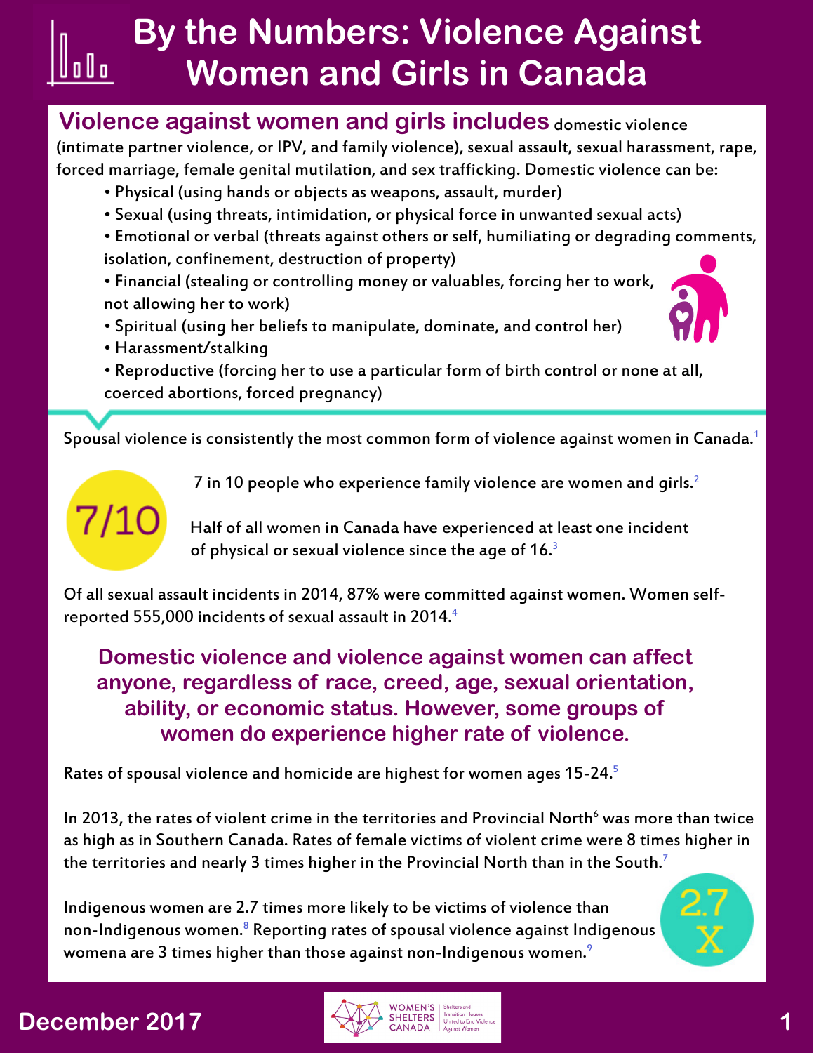# By the Numbers: Violence Against Women and Girls in Canada

**Violence against women and girls includes** domestic violence (intimate partner violence, or IPV, and family violence), sexual assault, sexual harassment, rape, forced marriage, female genital mutilation, and sex trafficking. Domestic violence can be:

- Physical (using hands or objects as weapons, assault, murder)
- Sexual (using threats, intimidation, or physical force in unwanted sexual acts)
- Emotional or verbal (threats against others or self, humiliating or degrading comments, isolation, confinement, destruction of property)
- Financial (stealing or controlling money or valuables, forcing her to work, not allowing her to work)
- Spiritual (using her beliefs to manipulate, dominate, and control her)
- Harassment/stalking
- Reproductive (forcing her to use a particular form of birth control or none at all, coerced abortions, forced pregnancy)

Spousal violence is consistently the most common form of violence against women in Canada.[1]

7/10

7 in 10 people who experience family violence are women and girls.[2]

Half of all women in Canada have experienced at least one incident of physical or sexual violence since the age of 16.[3]

Of all sexual assault incidents in 2014, 87% were committed against women. Women self-reported 555,000 incidents of sexual assault in 2014.[4]

**Domestic violence and violence against women can affect anyone, regardless of race, creed, age, sexual orientation, ability, or economic status. However, some groups of women do experience higher rate of violence.**

Rates of spousal violence and homicide are highest for women ages 15-24.[5]

In 2013, the rates of violent crime in the territories and Provincial North[6] was more than twice as high as in Southern Canada. Rates of female victims of violent crime were 8 times higher in the territories and nearly 3 times higher in the Provincial North than in the South.[7]

Indigenous women are 2.7 times more likely to be victims of violence than non-Indigenous women.[8] Reporting rates of spousal violence against Indigenous womena are 3 times higher than those against non-Indigenous women.[9]

2.7 X

December 2017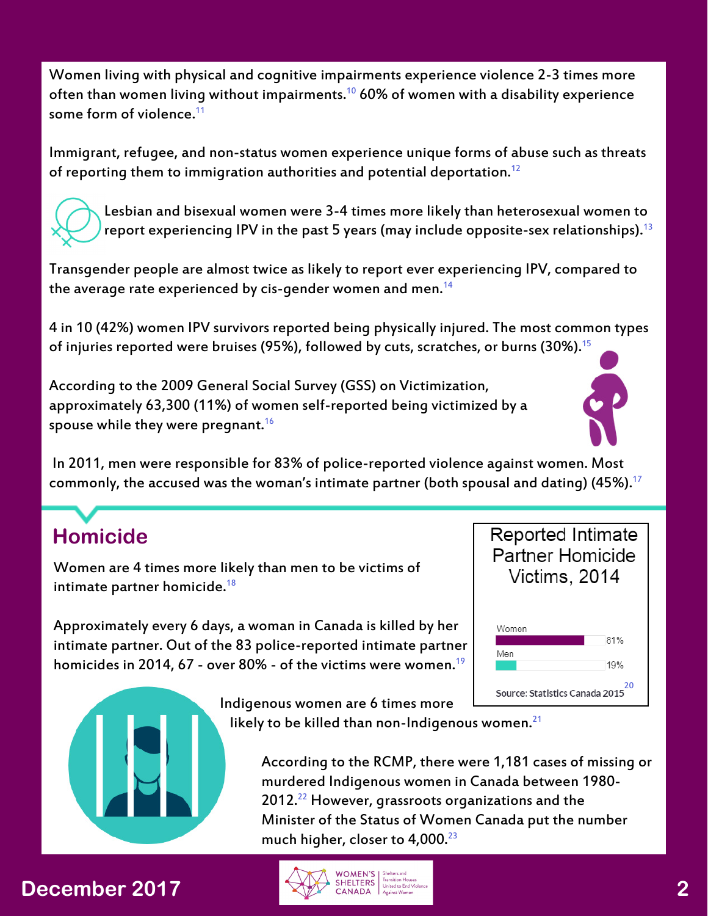Women living with physical and cognitive impairments experience violence 2-3 times more often than women living without impairments.[10] 60% of women with a disability experience some form of violence.[11]

Immigrant, refugee, and non-status women experience unique forms of abuse such as threats of reporting them to immigration authorities and potential deportation.[12]

Lesbian and bisexual women were 3-4 times more likely than heterosexual women to report experiencing IPV in the past 5 years (may include opposite-sex relationships).[13]

Transgender people are almost twice as likely to report ever experiencing IPV, compared to the average rate experienced by cis-gender women and men.[14]

4 in 10 (42%) women IPV survivors reported being physically injured. The most common types of injuries reported were bruises (95%), followed by cuts, scratches, or burns (30%).[15]

According to the 2009 General Social Survey (GSS) on Victimization, approximately 63,300 (11%) of women self-reported being victimized by a spouse while they were pregnant.[16]

In 2011, men were responsible for 83% of police-reported violence against women. Most commonly, the accused was the woman's intimate partner (both spousal and dating) (45%).[17]

## Homicide

Women are 4 times more likely than men to be victims of intimate partner homicide.[18]

Approximately every 6 days, a woman in Canada is killed by her intimate partner. Out of the 83 police-reported intimate partner homicides in 2014, 67 - over 80% - of the victims were women.[19]

**Reported Intimate Partner Homicide Victims, 2014**

| | Percentage |
|---|---|
| Women | 81% |
| Men | 19% |

Source: Statistics Canada 2015[20]

Indigenous women are 6 times more likely to be killed than non-Indigenous women.[21]

According to the RCMP, there were 1,181 cases of missing or murdered Indigenous women in Canada between 1980-2012.[22] However, grassroots organizations and the Minister of the Status of Women Canada put the number much higher, closer to 4,000.[23]

December 2017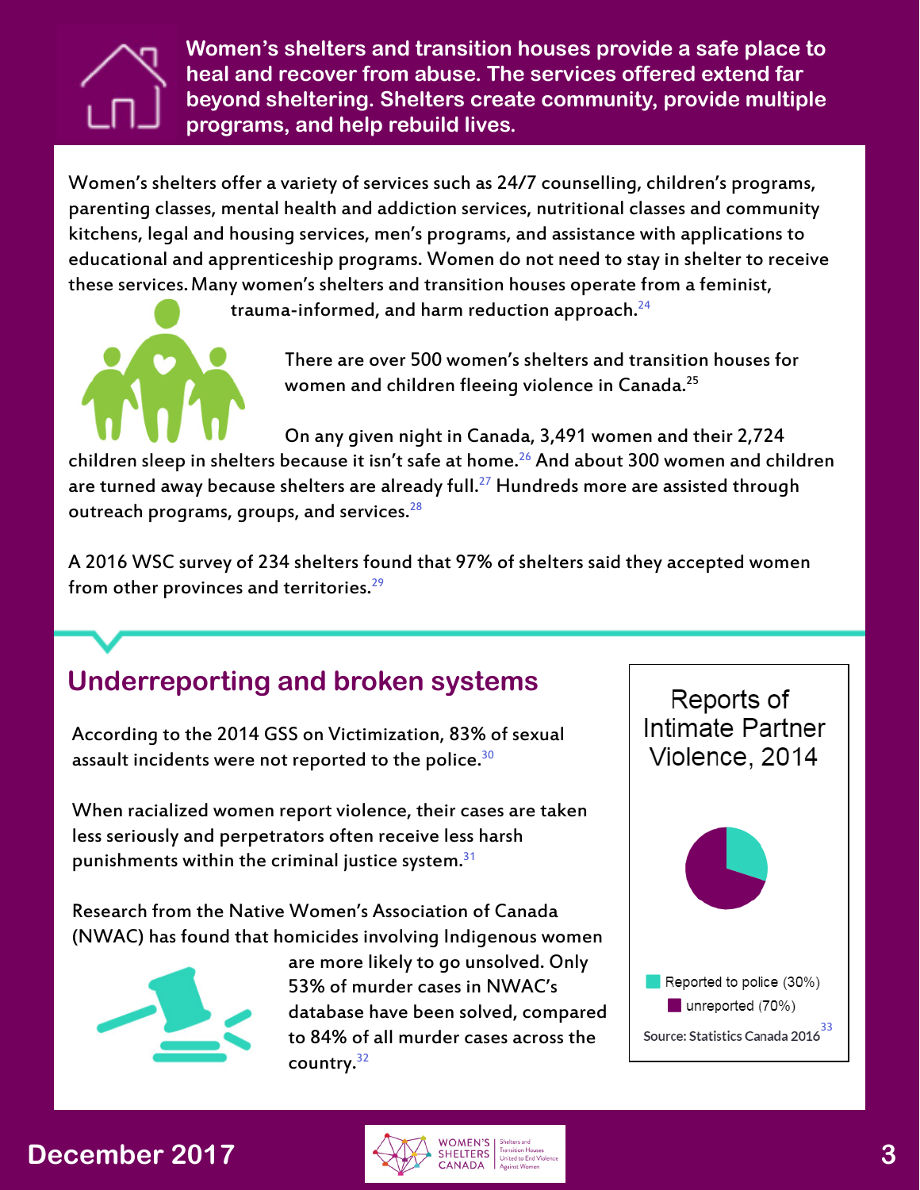**Women's shelters and transition houses provide a safe place to heal and recover from abuse. The services offered extend far beyond sheltering. Shelters create community, provide multiple programs, and help rebuild lives.**

Women's shelters offer a variety of services such as 24/7 counselling, children's programs, parenting classes, mental health and addiction services, nutritional classes and community kitchens, legal and housing services, men's programs, and assistance with applications to educational and apprenticeship programs. Women do not need to stay in shelter to receive these services. Many women's shelters and transition houses operate from a feminist, trauma-informed, and harm reduction approach.[24]

There are over 500 women's shelters and transition houses for women and children fleeing violence in Canada.[25]

On any given night in Canada, 3,491 women and their 2,724 children sleep in shelters because it isn't safe at home.[26] And about 300 women and children are turned away because shelters are already full.[27] Hundreds more are assisted through outreach programs, groups, and services.[28]

A 2016 WSC survey of 234 shelters found that 97% of shelters said they accepted women from other provinces and territories.[29]

## Underreporting and broken systems

According to the 2014 GSS on Victimization, 83% of sexual assault incidents were not reported to the police.[30]

When racialized women report violence, their cases are taken less seriously and perpetrators often receive less harsh punishments within the criminal justice system.[31]

Research from the Native Women's Association of Canada (NWAC) has found that homicides involving Indigenous women are more likely to go unsolved. Only 53% of murder cases in NWAC's database have been solved, compared to 84% of all murder cases across the country.[32]

**Reports of Intimate Partner Violence, 2014**

- Reported to police (30%)
- unreported (70%)

Source: Statistics Canada 2016[33]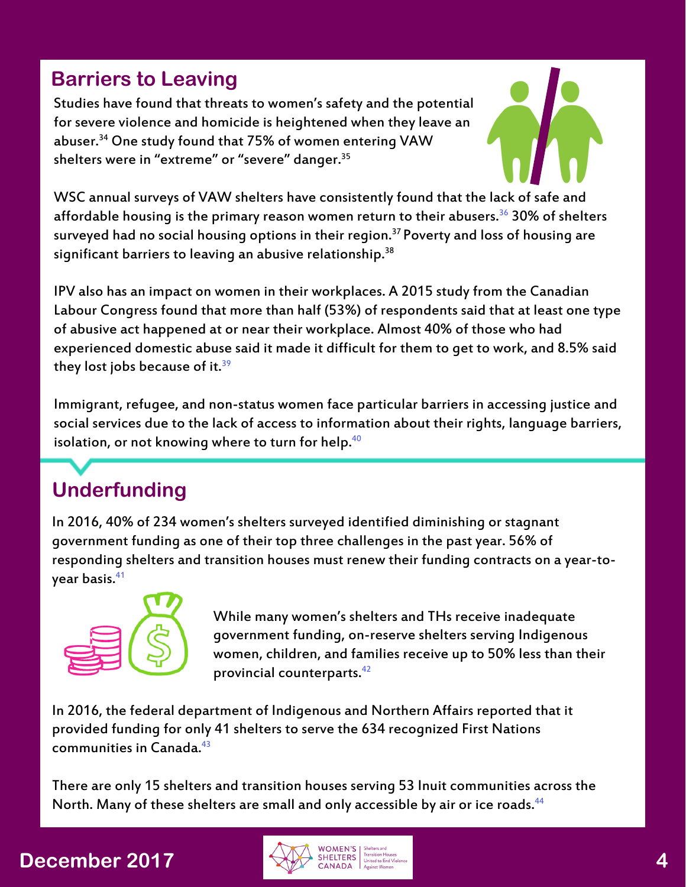## Barriers to Leaving

Studies have found that threats to women's safety and the potential for severe violence and homicide is heightened when they leave an abuser.[34] One study found that 75% of women entering VAW shelters were in "extreme" or "severe" danger.[35]

WSC annual surveys of VAW shelters have consistently found that the lack of safe and affordable housing is the primary reason women return to their abusers.[36] 30% of shelters surveyed had no social housing options in their region.[37] Poverty and loss of housing are significant barriers to leaving an abusive relationship.[38]

IPV also has an impact on women in their workplaces. A 2015 study from the Canadian Labour Congress found that more than half (53%) of respondents said that at least one type of abusive act happened at or near their workplace. Almost 40% of those who had experienced domestic abuse said it made it difficult for them to get to work, and 8.5% said they lost jobs because of it.[39]

Immigrant, refugee, and non-status women face particular barriers in accessing justice and social services due to the lack of access to information about their rights, language barriers, isolation, or not knowing where to turn for help.[40]

## Underfunding

In 2016, 40% of 234 women's shelters surveyed identified diminishing or stagnant government funding as one of their top three challenges in the past year. 56% of responding shelters and transition houses must renew their funding contracts on a year-to-year basis.[41]

While many women's shelters and THs receive inadequate government funding, on-reserve shelters serving Indigenous women, children, and families receive up to 50% less than their provincial counterparts.[42]

In 2016, the federal department of Indigenous and Northern Affairs reported that it provided funding for only 41 shelters to serve the 634 recognized First Nations communities in Canada.[43]

There are only 15 shelters and transition houses serving 53 Inuit communities across the North. Many of these shelters are small and only accessible by air or ice roads.[44]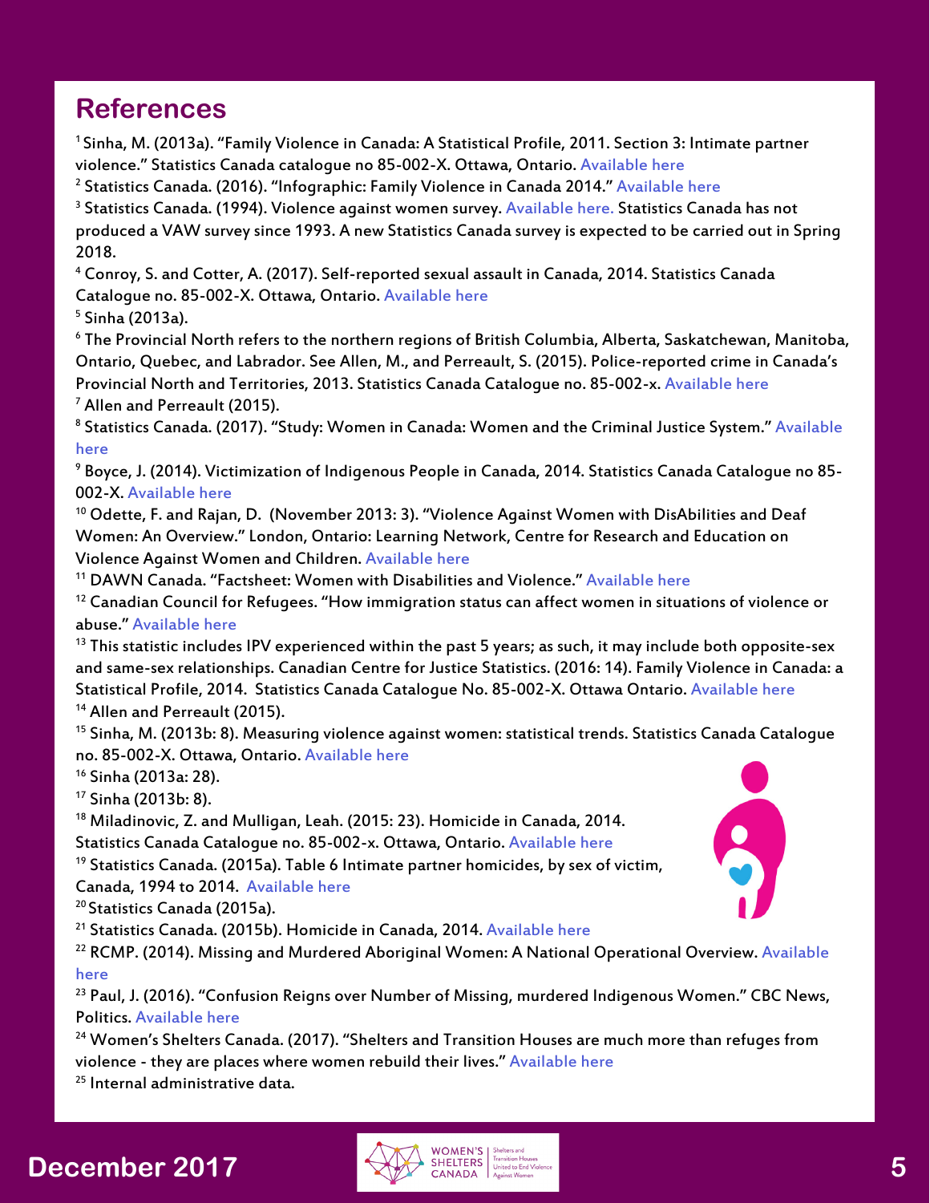## References

[1] Sinha, M. (2013a). "Family Violence in Canada: A Statistical Profile, 2011. Section 3: Intimate partner violence." Statistics Canada catalogue no 85-002-X. Ottawa, Ontario. Available here

[2] Statistics Canada. (2016). "Infographic: Family Violence in Canada 2014." Available here

[3] Statistics Canada. (1994). Violence against women survey. Available here. Statistics Canada has not produced a VAW survey since 1993. A new Statistics Canada survey is expected to be carried out in Spring 2018.

[4] Conroy, S. and Cotter, A. (2017). Self-reported sexual assault in Canada, 2014. Statistics Canada Catalogue no. 85-002-X. Ottawa, Ontario. Available here

[5] Sinha (2013a).

[6] The Provincial North refers to the northern regions of British Columbia, Alberta, Saskatchewan, Manitoba, Ontario, Quebec, and Labrador. See Allen, M., and Perreault, S. (2015). Police-reported crime in Canada's Provincial North and Territories, 2013. Statistics Canada Catalogue no. 85-002-x. Available here

[7] Allen and Perreault (2015).

[8] Statistics Canada. (2017). "Study: Women in Canada: Women and the Criminal Justice System." Available here

[9] Boyce, J. (2014). Victimization of Indigenous People in Canada, 2014. Statistics Canada Catalogue no 85-002-X. Available here

[10] Odette, F. and Rajan, D. (November 2013: 3). "Violence Against Women with DisAbilities and Deaf Women: An Overview." London, Ontario: Learning Network, Centre for Research and Education on Violence Against Women and Children. Available here

[11] DAWN Canada. "Factsheet: Women with Disabilities and Violence." Available here

[12] Canadian Council for Refugees. "How immigration status can affect women in situations of violence or abuse." Available here

[13] This statistic includes IPV experienced within the past 5 years; as such, it may include both opposite-sex and same-sex relationships. Canadian Centre for Justice Statistics. (2016: 14). Family Violence in Canada: a Statistical Profile, 2014. Statistics Canada Catalogue No. 85-002-X. Ottawa Ontario. Available here

[14] Allen and Perreault (2015).

[15] Sinha, M. (2013b: 8). Measuring violence against women: statistical trends. Statistics Canada Catalogue no. 85-002-X. Ottawa, Ontario. Available here

[16] Sinha (2013a: 28).

[17] Sinha (2013b: 8).

[18] Miladinovic, Z. and Mulligan, Leah. (2015: 23). Homicide in Canada, 2014. Statistics Canada Catalogue no. 85-002-x. Ottawa, Ontario. Available here

[19] Statistics Canada. (2015a). Table 6 Intimate partner homicides, by sex of victim, Canada, 1994 to 2014. Available here

[20] Statistics Canada (2015a).

[21] Statistics Canada. (2015b). Homicide in Canada, 2014. Available here

[22] RCMP. (2014). Missing and Murdered Aboriginal Women: A National Operational Overview. Available here

[23] Paul, J. (2016). "Confusion Reigns over Number of Missing, murdered Indigenous Women." CBC News, Politics. Available here

[24] Women's Shelters Canada. (2017). "Shelters and Transition Houses are much more than refuges from violence - they are places where women rebuild their lives." Available here

[25] Internal administrative data.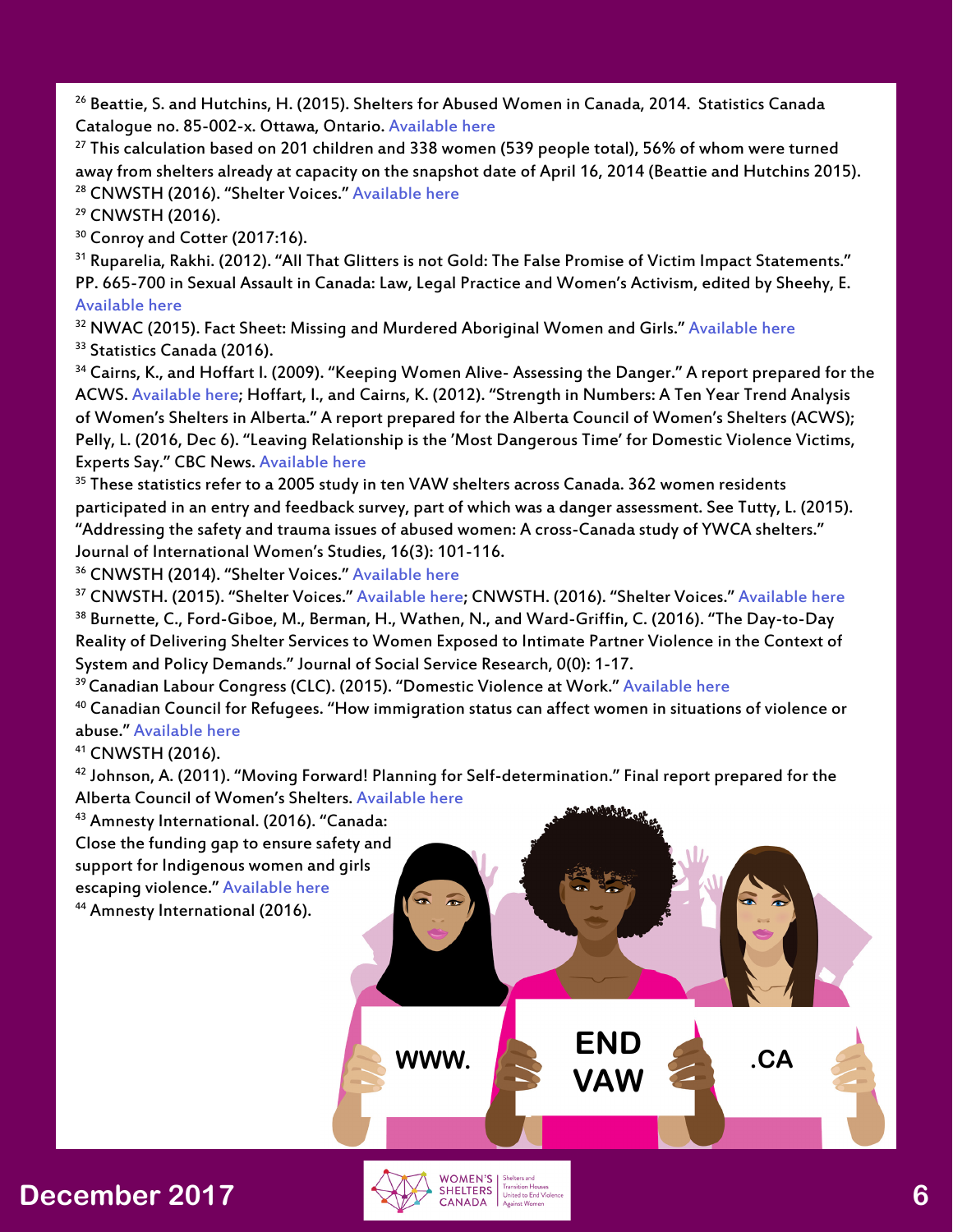[26] Beattie, S. and Hutchins, H. (2015). Shelters for Abused Women in Canada, 2014. Statistics Canada Catalogue no. 85-002-x. Ottawa, Ontario. Available here

[27] This calculation based on 201 children and 338 women (539 people total), 56% of whom were turned away from shelters already at capacity on the snapshot date of April 16, 2014 (Beattie and Hutchins 2015).

[28] CNWSTH (2016). "Shelter Voices." Available here

[29] CNWSTH (2016).

[30] Conroy and Cotter (2017:16).

[31] Ruparelia, Rakhi. (2012). "All That Glitters is not Gold: The False Promise of Victim Impact Statements." PP. 665-700 in Sexual Assault in Canada: Law, Legal Practice and Women's Activism, edited by Sheehy, E. Available here

[32] NWAC (2015). Fact Sheet: Missing and Murdered Aboriginal Women and Girls." Available here

[33] Statistics Canada (2016).

[34] Cairns, K., and Hoffart I. (2009). "Keeping Women Alive- Assessing the Danger." A report prepared for the ACWS. Available here; Hoffart, I., and Cairns, K. (2012). "Strength in Numbers: A Ten Year Trend Analysis of Women's Shelters in Alberta." A report prepared for the Alberta Council of Women's Shelters (ACWS); Pelly, L. (2016, Dec 6). "Leaving Relationship is the 'Most Dangerous Time' for Domestic Violence Victims, Experts Say." CBC News. Available here

[35] These statistics refer to a 2005 study in ten VAW shelters across Canada. 362 women residents participated in an entry and feedback survey, part of which was a danger assessment. See Tutty, L. (2015). "Addressing the safety and trauma issues of abused women: A cross-Canada study of YWCA shelters." Journal of International Women's Studies, 16(3): 101-116.

[36] CNWSTH (2014). "Shelter Voices." Available here

[37] CNWSTH. (2015). "Shelter Voices." Available here; CNWSTH. (2016). "Shelter Voices." Available here

[38] Burnette, C., Ford-Giboe, M., Berman, H., Wathen, N., and Ward-Griffin, C. (2016). "The Day-to-Day Reality of Delivering Shelter Services to Women Exposed to Intimate Partner Violence in the Context of System and Policy Demands." Journal of Social Service Research, 0(0): 1-17.

[39] Canadian Labour Congress (CLC). (2015). "Domestic Violence at Work." Available here

[40] Canadian Council for Refugees. "How immigration status can affect women in situations of violence or abuse." Available here

[41] CNWSTH (2016).

[42] Johnson, A. (2011). "Moving Forward! Planning for Self-determination." Final report prepared for the Alberta Council of Women's Shelters. Available here

[43] Amnesty International. (2016). "Canada: Close the funding gap to ensure safety and support for Indigenous women and girls escaping violence." Available here

[44] Amnesty International (2016).

WWW. END VAW .CA

December 2017